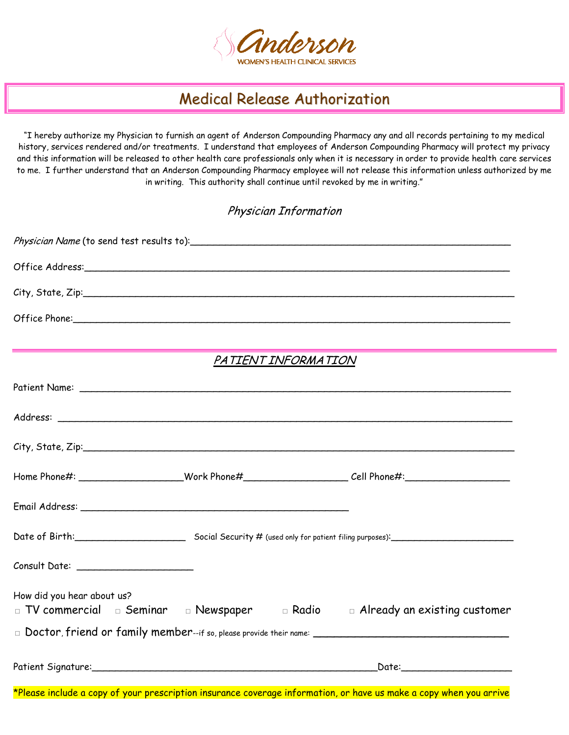Anderson
WOMEN'S HEALTH CLINICAL SERVICES

# Medical Release Authorization

"I hereby authorize my Physician to furnish an agent of Anderson Compounding Pharmacy any and all records pertaining to my medical history, services rendered and/or treatments. I understand that employees of Anderson Compounding Pharmacy will protect my privacy and this information will be released to other health care professionals only when it is necessary in order to provide health care services to me. I further understand that an Anderson Compounding Pharmacy employee will not release this information unless authorized by me in writing. This authority shall continue until revoked by me in writing."

## *Physician Information*

*Physician Name* (to send test results to):_______________________________________________

Office Address:_______________________________________________

City, State, Zip:_______________________________________________

Office Phone:_______________________________________________

## *PATIENT INFORMATION*

Patient Name: _______________________________________________

Address: _______________________________________________

City, State, Zip:_______________________________________________

Home Phone#: __________________ Work Phone#__________________ Cell Phone#:__________________

Email Address: _______________________________________________

Date of Birth:____________________ Social Security # (used only for patient filing purposes):______________________

Consult Date: ____________________

How did you hear about us?

□ TV commercial □ Seminar □ Newspaper □ Radio □ Already an existing customer

□ Doctor, friend or family member--if so, please provide their name: ______________________________

Patient Signature:_______________________________________________ Date:__________________

*Please include a copy of your prescription insurance coverage information, or have us make a copy when you arrive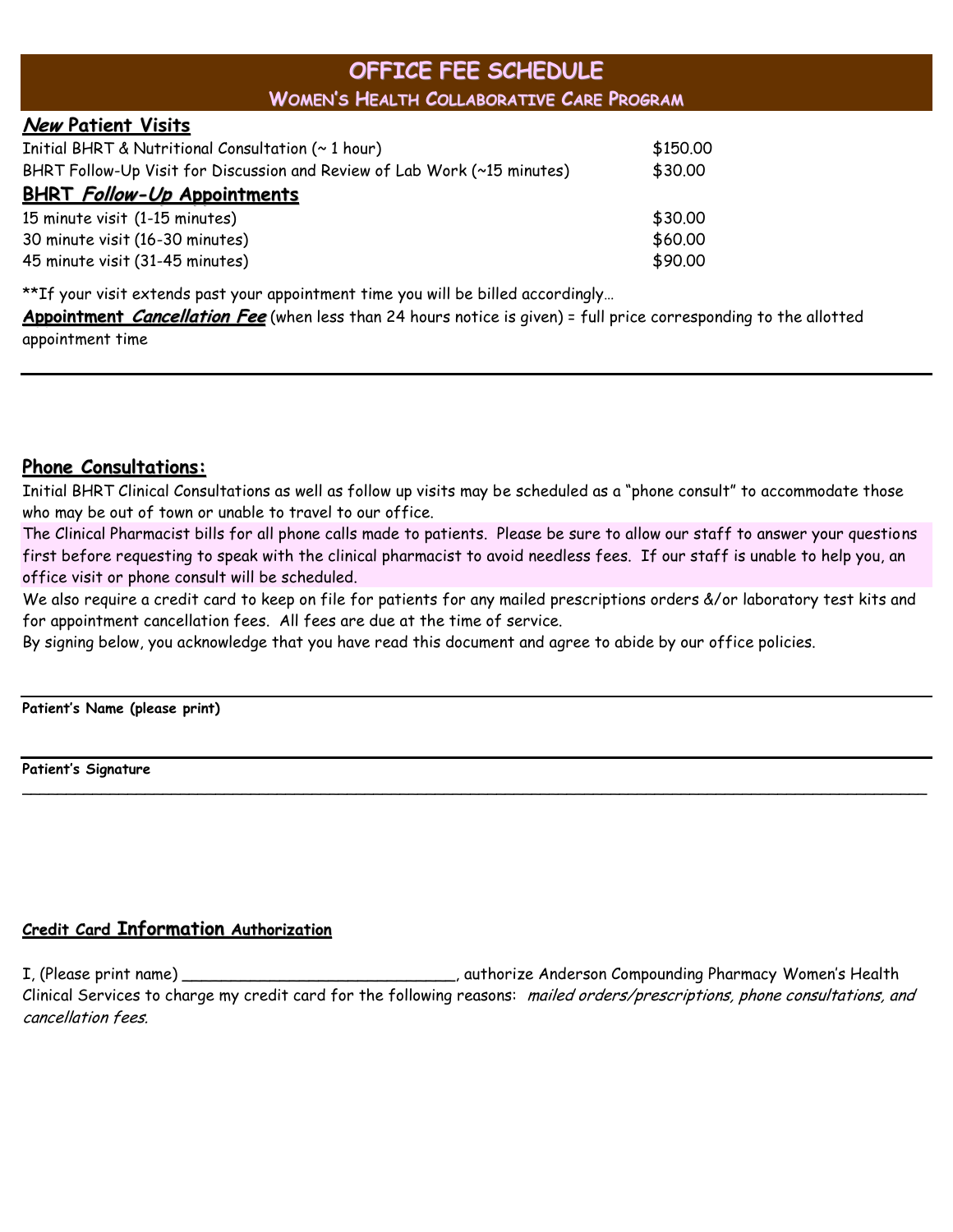# OFFICE FEE SCHEDULE

## Women's Health Collaborative Care Program

### *New* Patient Visits

| Service | Fee |
|---|---|
| Initial BHRT & Nutritional Consultation (~ 1 hour) | $150.00 |
| BHRT Follow-Up Visit for Discussion and Review of Lab Work (~15 minutes) | $30.00 |

### BHRT *Follow-Up* Appointments

| Service | Fee |
|---|---|
| 15 minute visit (1-15 minutes) | $30.00 |
| 30 minute visit (16-30 minutes) | $60.00 |
| 45 minute visit (31-45 minutes) | $90.00 |

**If your visit extends past your appointment time you will be billed accordingly…

***Appointment Cancellation Fee*** (when less than 24 hours notice is given) = full price corresponding to the allotted appointment time

---

### Phone Consultations:

Initial BHRT Clinical Consultations as well as follow up visits may be scheduled as a "phone consult" to accommodate those who may be out of town or unable to travel to our office.

The Clinical Pharmacist bills for all phone calls made to patients. Please be sure to allow our staff to answer your questions first before requesting to speak with the clinical pharmacist to avoid needless fees. If our staff is unable to help you, an office visit or phone consult will be scheduled.

We also require a credit card to keep on file for patients for any mailed prescriptions orders &/or laboratory test kits and for appointment cancellation fees. All fees are due at the time of service.

By signing below, you acknowledge that you have read this document and agree to abide by our office policies.

---

**Patient's Name (please print)**

---

**Patient's Signature**

---

### Credit Card Information Authorization

I, (Please print name) _____________________________, authorize Anderson Compounding Pharmacy Women's Health Clinical Services to charge my credit card for the following reasons: *mailed orders/prescriptions, phone consultations, and cancellation fees*.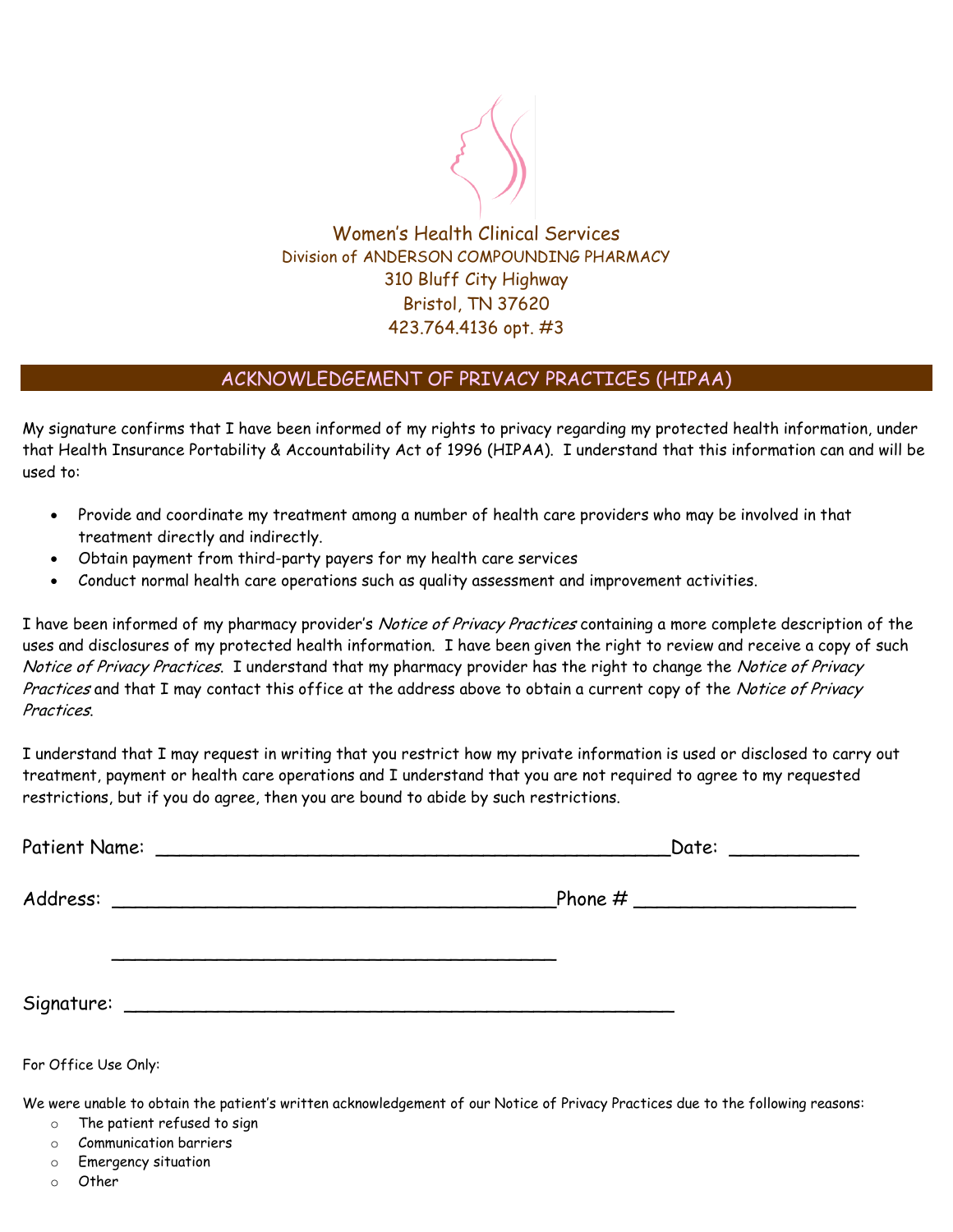Women's Health Clinical Services
Division of ANDERSON COMPOUNDING PHARMACY
310 Bluff City Highway
Bristol, TN 37620
423.764.4136 opt. #3

## ACKNOWLEDGEMENT OF PRIVACY PRACTICES (HIPAA)

My signature confirms that I have been informed of my rights to privacy regarding my protected health information, under that Health Insurance Portability & Accountability Act of 1996 (HIPAA). I understand that this information can and will be used to:

- Provide and coordinate my treatment among a number of health care providers who may be involved in that treatment directly and indirectly.
- Obtain payment from third-party payers for my health care services
- Conduct normal health care operations such as quality assessment and improvement activities.

I have been informed of my pharmacy provider's *Notice of Privacy Practices* containing a more complete description of the uses and disclosures of my protected health information. I have been given the right to review and receive a copy of such *Notice of Privacy Practices*. I understand that my pharmacy provider has the right to change the *Notice of Privacy Practices* and that I may contact this office at the address above to obtain a current copy of the *Notice of Privacy Practices*.

I understand that I may request in writing that you restrict how my private information is used or disclosed to carry out treatment, payment or health care operations and I understand that you are not required to agree to my requested restrictions, but if you do agree, then you are bound to abide by such restrictions.

Patient Name: ______________________________________________ Date: ___________

Address: _______________________________________ Phone # ___________________

_______________________________________

Signature: ________________________________________________

For Office Use Only:

We were unable to obtain the patient's written acknowledgement of our Notice of Privacy Practices due to the following reasons:

- The patient refused to sign
- Communication barriers
- Emergency situation
- Other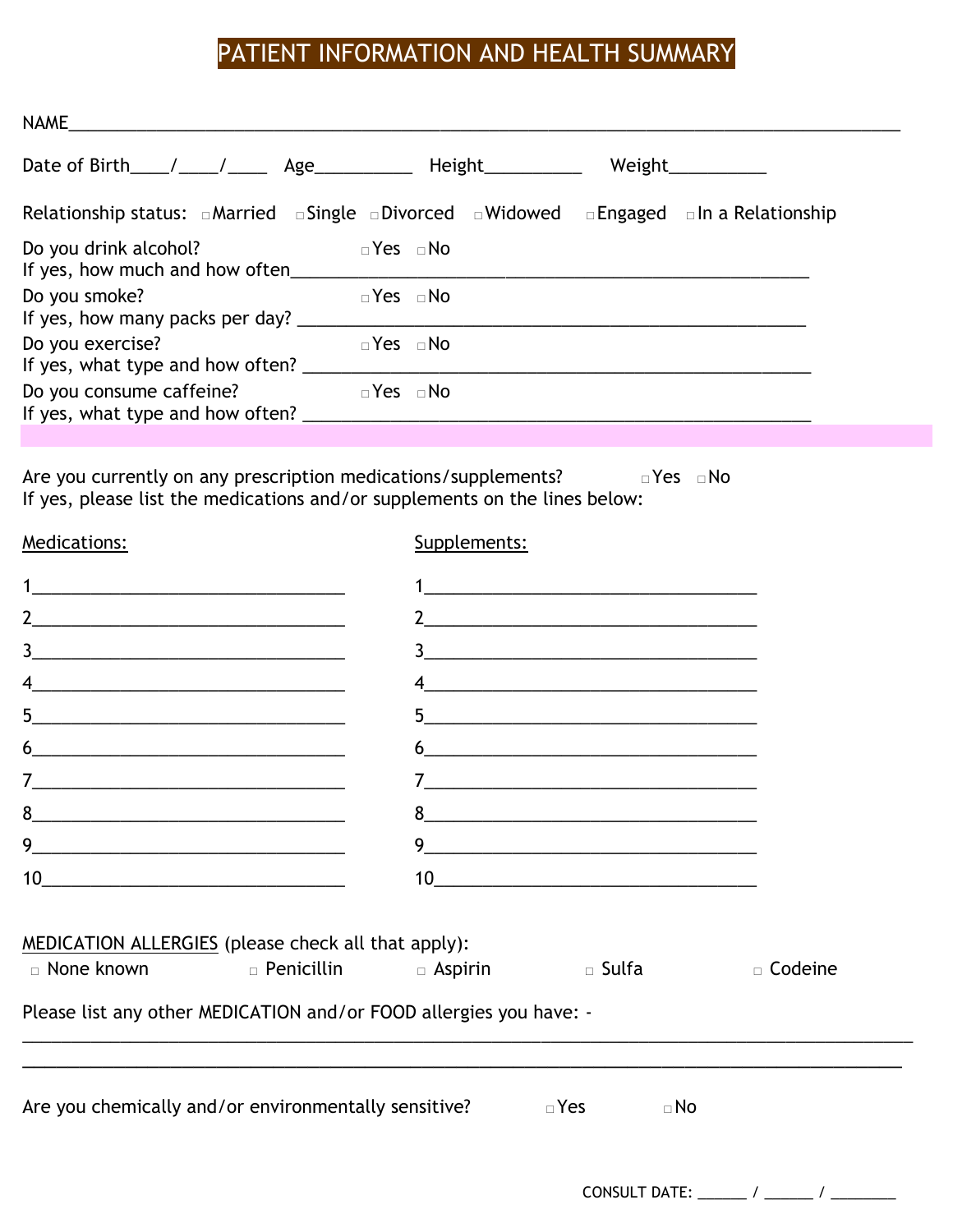# PATIENT INFORMATION AND HEALTH SUMMARY

NAME\_\_\_\_\_\_\_\_\_\_\_\_\_\_\_\_\_\_\_\_\_\_\_\_\_\_\_\_\_\_\_\_\_\_\_\_\_\_\_\_\_\_\_\_\_\_\_\_\_\_\_\_\_\_\_\_\_\_\_\_\_\_\_\_\_\_\_\_\_\_\_\_\_\_\_\_\_\_

Date of Birth\_\_\_\_/\_\_\_\_/\_\_\_\_ Age\_\_\_\_\_\_\_\_\_\_ Height\_\_\_\_\_\_\_\_\_\_ Weight\_\_\_\_\_\_\_\_\_\_

Relationship status: □ Married □ Single □ Divorced □ Widowed □ Engaged □ In a Relationship

Do you drink alcohol? □ Yes □ No
If yes, how much and how often\_\_\_\_\_\_\_\_\_\_\_\_\_\_\_\_\_\_\_\_\_\_\_\_\_\_\_\_\_\_\_\_\_\_\_\_\_\_\_\_\_\_\_\_\_\_\_\_\_\_

Do you smoke? □ Yes □ No
If yes, how many packs per day? \_\_\_\_\_\_\_\_\_\_\_\_\_\_\_\_\_\_\_\_\_\_\_\_\_\_\_\_\_\_\_\_\_\_\_\_\_\_\_\_\_\_\_\_\_\_\_\_

Do you exercise? □ Yes □ No
If yes, what type and how often? \_\_\_\_\_\_\_\_\_\_\_\_\_\_\_\_\_\_\_\_\_\_\_\_\_\_\_\_\_\_\_\_\_\_\_\_\_\_\_\_\_\_\_\_\_\_\_\_

Do you consume caffeine? □ Yes □ No
If yes, what type and how often? \_\_\_\_\_\_\_\_\_\_\_\_\_\_\_\_\_\_\_\_\_\_\_\_\_\_\_\_\_\_\_\_\_\_\_\_\_\_\_\_\_\_\_\_\_\_\_\_

---

Are you currently on any prescription medications/supplements? □ Yes □ No
If yes, please list the medications and/or supplements on the lines below:

| Medications: | Supplements: |
|---|---|
| 1\_\_\_\_\_\_\_\_\_\_\_\_\_\_\_\_\_\_\_\_\_\_\_\_\_\_\_\_ | 1\_\_\_\_\_\_\_\_\_\_\_\_\_\_\_\_\_\_\_\_\_\_\_\_\_\_\_\_ |
| 2\_\_\_\_\_\_\_\_\_\_\_\_\_\_\_\_\_\_\_\_\_\_\_\_\_\_\_\_ | 2\_\_\_\_\_\_\_\_\_\_\_\_\_\_\_\_\_\_\_\_\_\_\_\_\_\_\_\_ |
| 3\_\_\_\_\_\_\_\_\_\_\_\_\_\_\_\_\_\_\_\_\_\_\_\_\_\_\_\_ | 3\_\_\_\_\_\_\_\_\_\_\_\_\_\_\_\_\_\_\_\_\_\_\_\_\_\_\_\_ |
| 4\_\_\_\_\_\_\_\_\_\_\_\_\_\_\_\_\_\_\_\_\_\_\_\_\_\_\_\_ | 4\_\_\_\_\_\_\_\_\_\_\_\_\_\_\_\_\_\_\_\_\_\_\_\_\_\_\_\_ |
| 5\_\_\_\_\_\_\_\_\_\_\_\_\_\_\_\_\_\_\_\_\_\_\_\_\_\_\_\_ | 5\_\_\_\_\_\_\_\_\_\_\_\_\_\_\_\_\_\_\_\_\_\_\_\_\_\_\_\_ |
| 6\_\_\_\_\_\_\_\_\_\_\_\_\_\_\_\_\_\_\_\_\_\_\_\_\_\_\_\_ | 6\_\_\_\_\_\_\_\_\_\_\_\_\_\_\_\_\_\_\_\_\_\_\_\_\_\_\_\_ |
| 7\_\_\_\_\_\_\_\_\_\_\_\_\_\_\_\_\_\_\_\_\_\_\_\_\_\_\_\_ | 7\_\_\_\_\_\_\_\_\_\_\_\_\_\_\_\_\_\_\_\_\_\_\_\_\_\_\_\_ |
| 8\_\_\_\_\_\_\_\_\_\_\_\_\_\_\_\_\_\_\_\_\_\_\_\_\_\_\_\_ | 8\_\_\_\_\_\_\_\_\_\_\_\_\_\_\_\_\_\_\_\_\_\_\_\_\_\_\_\_ |
| 9\_\_\_\_\_\_\_\_\_\_\_\_\_\_\_\_\_\_\_\_\_\_\_\_\_\_\_\_ | 9\_\_\_\_\_\_\_\_\_\_\_\_\_\_\_\_\_\_\_\_\_\_\_\_\_\_\_\_ |
| 10\_\_\_\_\_\_\_\_\_\_\_\_\_\_\_\_\_\_\_\_\_\_\_\_\_\_\_ | 10\_\_\_\_\_\_\_\_\_\_\_\_\_\_\_\_\_\_\_\_\_\_\_\_\_\_\_ |

MEDICATION ALLERGIES (please check all that apply):

□ None known □ Penicillin □ Aspirin □ Sulfa □ Codeine

Please list any other MEDICATION and/or FOOD allergies you have: -

\_\_\_\_\_\_\_\_\_\_\_\_\_\_\_\_\_\_\_\_\_\_\_\_\_\_\_\_\_\_\_\_\_\_\_\_\_\_\_\_\_\_\_\_\_\_\_\_\_\_\_\_\_\_\_\_\_\_\_\_\_\_\_\_\_\_\_\_\_\_\_\_\_\_\_\_\_\_

\_\_\_\_\_\_\_\_\_\_\_\_\_\_\_\_\_\_\_\_\_\_\_\_\_\_\_\_\_\_\_\_\_\_\_\_\_\_\_\_\_\_\_\_\_\_\_\_\_\_\_\_\_\_\_\_\_\_\_\_\_\_\_\_\_\_\_\_\_\_\_\_\_\_\_\_\_\_

Are you chemically and/or environmentally sensitive? □ Yes □ No

CONSULT DATE: \_\_\_\_\_\_ / \_\_\_\_\_\_ / \_\_\_\_\_\_\_\_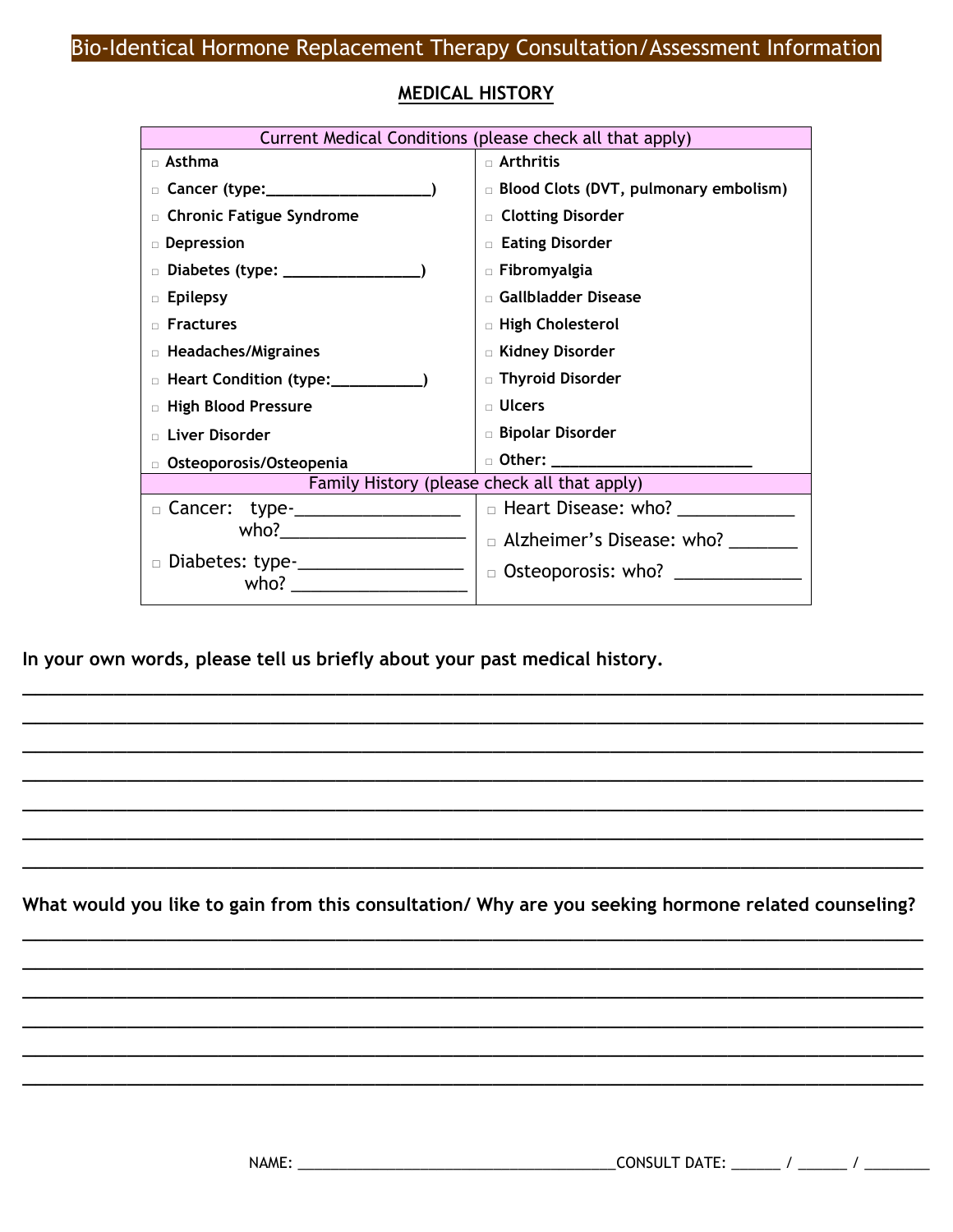# Bio-Identical Hormone Replacement Therapy Consultation/Assessment Information

## MEDICAL HISTORY

| Current Medical Conditions (please check all that apply) | |
|---|---|
| □ **Asthma** | □ **Arthritis** |
| □ **Cancer (type:___________________)** | □ **Blood Clots (DVT, pulmonary embolism)** |
| □ **Chronic Fatigue Syndrome** | □ **Clotting Disorder** |
| □ **Depression** | □ **Eating Disorder** |
| □ **Diabetes (type: ________________)** | □ **Fibromyalgia** |
| □ **Epilepsy** | □ **Gallbladder Disease** |
| □ **Fractures** | □ **High Cholesterol** |
| □ **Headaches/Migraines** | □ **Kidney Disorder** |
| □ **Heart Condition (type:__________)** | □ **Thyroid Disorder** |
| □ **High Blood Pressure** | □ **Ulcers** |
| □ **Liver Disorder** | □ **Bipolar Disorder** |
| □ **Osteoporosis/Osteopenia** | □ **Other: _______________________** |
| **Family History (please check all that apply)** | |
| □ Cancer: type-__________________ who?____________________ | □ Heart Disease: who? ____________ |
| □ Diabetes: type-_________________ who? ___________________ | □ Alzheimer's Disease: who? _______ |
| | □ Osteoporosis: who? _____________ |

**In your own words, please tell us briefly about your past medical history.**

______________________________________________________________________________

______________________________________________________________________________

______________________________________________________________________________

______________________________________________________________________________

______________________________________________________________________________

______________________________________________________________________________

______________________________________________________________________________

**What would you like to gain from this consultation/ Why are you seeking hormone related counseling?**

______________________________________________________________________________

______________________________________________________________________________

______________________________________________________________________________

______________________________________________________________________________

______________________________________________________________________________

______________________________________________________________________________

NAME: ______________________________________CONSULT DATE: ______ / ______ / ________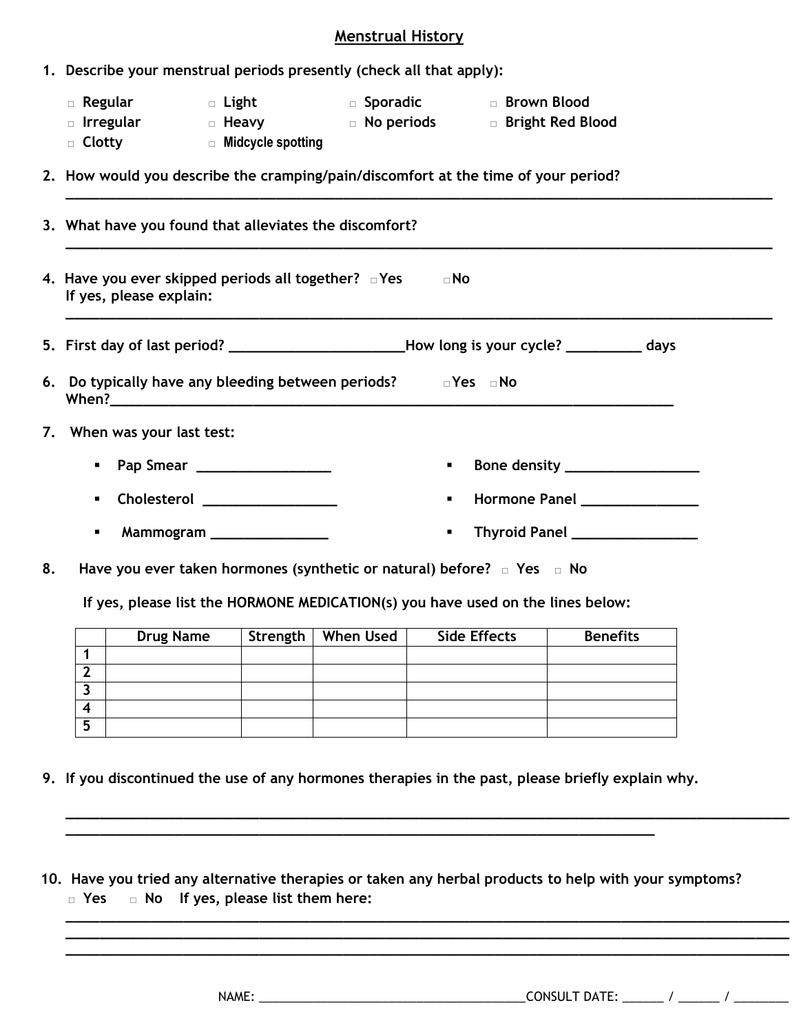## Menstrual History

1. Describe your menstrual periods presently (check all that apply):

   □ Regular □ Light □ Sporadic □ Brown Blood
   □ Irregular □ Heavy □ No periods □ Bright Red Blood
   □ Clotty □ Midcycle spotting

2. How would you describe the cramping/pain/discomfort at the time of your period?
   ______________________________________________________________________________

3. What have you found that alleviates the discomfort?
   ______________________________________________________________________________

4. Have you ever skipped periods all together? □ Yes □ No
   If yes, please explain:
   ______________________________________________________________________________

5. First day of last period? _____________________ How long is your cycle? _________ days

6. Do typically have any bleeding between periods? □ Yes □ No
   When? ______________________________________________________________________

7. When was your last test:

   - Pap Smear _______________
   - Bone density _______________
   - Cholesterol _______________
   - Hormone Panel _____________
   - Mammogram _____________
   - Thyroid Panel ______________

8. Have you ever taken hormones (synthetic or natural) before? □ Yes □ No

   If yes, please list the HORMONE MEDICATION(s) you have used on the lines below:

| | Drug Name | Strength | When Used | Side Effects | Benefits |
|---|---|---|---|---|---|
| 1 | | | | | |
| 2 | | | | | |
| 3 | | | | | |
| 4 | | | | | |
| 5 | | | | | |

9. If you discontinued the use of any hormones therapies in the past, please briefly explain why.
   ______________________________________________________________________________
   ______________________________________________________________________

10. Have you tried any alternative therapies or taken any herbal products to help with your symptoms?
    □ Yes □ No If yes, please list them here:
    ______________________________________________________________________________
    ______________________________________________________________________________
    ______________________________________________________________________________

NAME: ____________________________________ CONSULT DATE: ______ / ______ / ________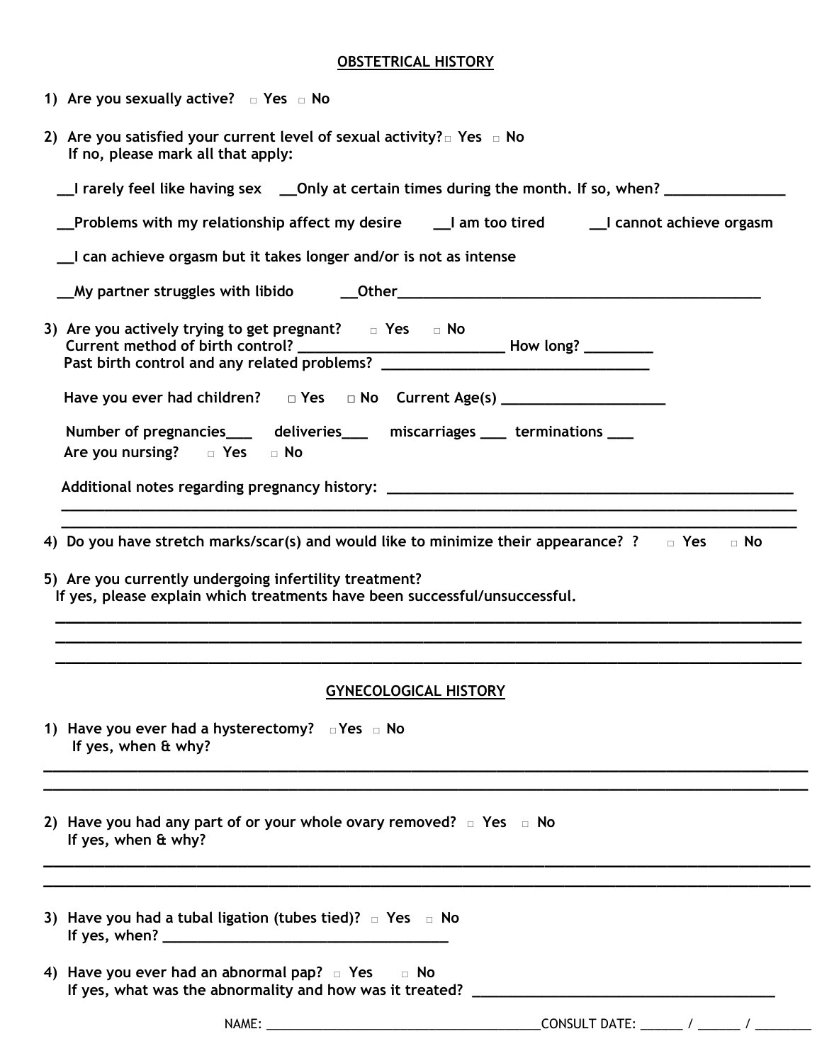## OBSTETRICAL HISTORY

1) Are you sexually active? □ Yes □ No

2) Are you satisfied your current level of sexual activity? □ Yes □ No
   If no, please mark all that apply:

   __I rarely feel like having sex __Only at certain times during the month. If so, when? _______________

   __Problems with my relationship affect my desire __I am too tired __I cannot achieve orgasm

   __I can achieve orgasm but it takes longer and/or is not as intense

   __My partner struggles with libido __Other_______________________________________________

3) Are you actively trying to get pregnant? □ Yes □ No
   Current method of birth control? __________________________ How long? ________
   Past birth control and any related problems? __________________________________

   Have you ever had children? □ Yes □ No Current Age(s) ____________________

   Number of pregnancies___ deliveries___ miscarriages ___ terminations ___
   Are you nursing? □ Yes □ No

   Additional notes regarding pregnancy history: ___________________________________________________
   ____________________________________________________________________________________________
   ____________________________________________________________________________________________

4) Do you have stretch marks/scar(s) and would like to minimize their appearance? ? □ Yes □ No

5) Are you currently undergoing infertility treatment?
   If yes, please explain which treatments have been successful/unsuccessful.
   ____________________________________________________________________________________________
   ____________________________________________________________________________________________
   ____________________________________________________________________________________________

## GYNECOLOGICAL HISTORY

1) Have you ever had a hysterectomy? □ Yes □ No
   If yes, when & why?
   ____________________________________________________________________________________________
   ____________________________________________________________________________________________

2) Have you had any part of or your whole ovary removed? □ Yes □ No
   If yes, when & why?
   ____________________________________________________________________________________________
   ____________________________________________________________________________________________

3) Have you had a tubal ligation (tubes tied)? □ Yes □ No
   If yes, when? ____________________________________

4) Have you ever had an abnormal pap? □ Yes □ No
   If yes, what was the abnormality and how was it treated? _______________________________________

NAME: _______________________________________CONSULT DATE: ______ / ______ / ________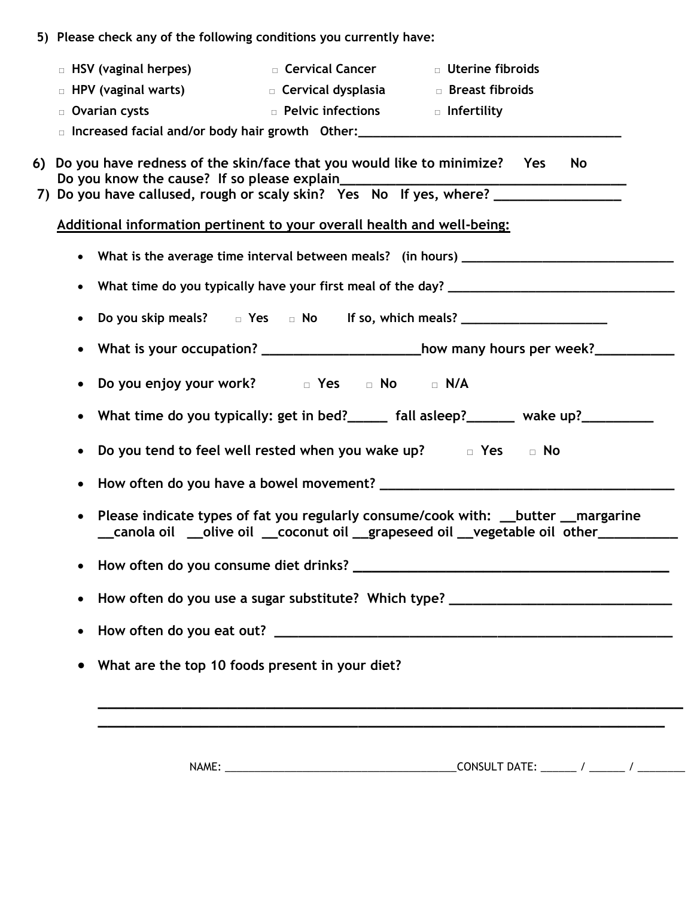5) Please check any of the following conditions you currently have:

- □ HSV (vaginal herpes)
- □ Cervical Cancer
- □ Uterine fibroids
- □ HPV (vaginal warts)
- □ Cervical dysplasia
- □ Breast fibroids
- □ Ovarian cysts
- □ Pelvic infections
- □ Infertility
- □ Increased facial and/or body hair growth Other:______________________________________

6) Do you have redness of the skin/face that you would like to minimize? Yes No
   Do you know the cause? If so please explain________________________________________

7) Do you have callused, rough or scaly skin? Yes No If yes, where? _________________

**Additional information pertinent to your overall health and well-being:**

- What is the average time interval between meals? (in hours) ______________________________
- What time do you typically have your first meal of the day? ________________________________
- Do you skip meals? □ Yes □ No If so, which meals? _____________________
- What is your occupation? ______________________how many hours per week?___________
- Do you enjoy your work? □ Yes □ No □ N/A
- What time do you typically: get in bed?_____ fall asleep?______ wake up?_________
- Do you tend to feel well rested when you wake up? □ Yes □ No
- How often do you have a bowel movement? __________________________________________
- Please indicate types of fat you regularly consume/cook with: __butter __margarine __canola oil __olive oil __coconut oil __grapeseed oil __vegetable oil other___________
- How often do you consume diet drinks? ____________________________________________
- How often do you use a sugar substitute? Which type? ______________________________
- How often do you eat out? ________________________________________________________
- What are the top 10 foods present in your diet?

________________________________________________________________________________

________________________________________________________________________________

NAME: ________________________________________CONSULT DATE: ______ / ______ / ________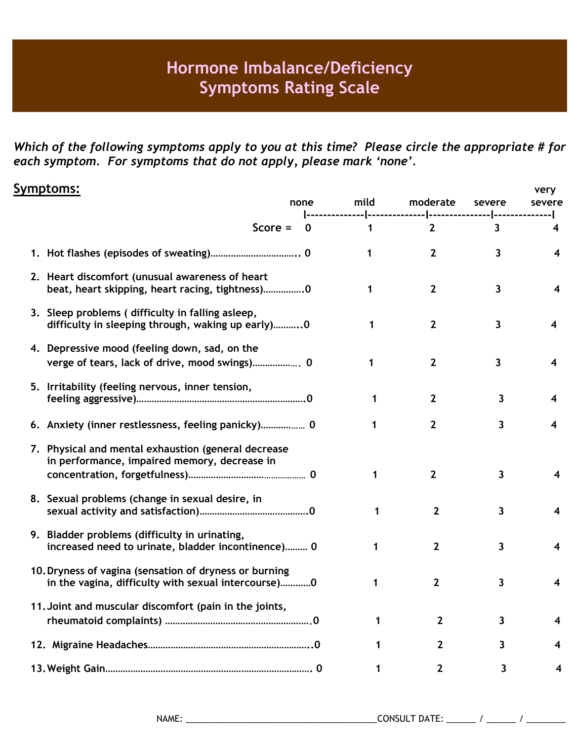# Hormone Imbalance/Deficiency Symptoms Rating Scale

*Which of the following symptoms apply to you at this time? Please circle the appropriate # for each symptom. For symptoms that do not apply, please mark 'none'.*

## Symptoms:

| | none | mild | moderate | severe | very severe |
|---|---|---|---|---|---|
| Score = | 0 | 1 | 2 | 3 | 4 |
| 1. Hot flashes (episodes of sweating) | 0 | 1 | 2 | 3 | 4 |
| 2. Heart discomfort (unusual awareness of heart beat, heart skipping, heart racing, tightness) | 0 | 1 | 2 | 3 | 4 |
| 3. Sleep problems ( difficulty in falling asleep, difficulty in sleeping through, waking up early) | 0 | 1 | 2 | 3 | 4 |
| 4. Depressive mood (feeling down, sad, on the verge of tears, lack of drive, mood swings) | 0 | 1 | 2 | 3 | 4 |
| 5. Irritability (feeling nervous, inner tension, feeling aggressive) | 0 | 1 | 2 | 3 | 4 |
| 6. Anxiety (inner restlessness, feeling panicky) | 0 | 1 | 2 | 3 | 4 |
| 7. Physical and mental exhaustion (general decrease in performance, impaired memory, decrease in concentration, forgetfulness) | 0 | 1 | 2 | 3 | 4 |
| 8. Sexual problems (change in sexual desire, in sexual activity and satisfaction) | 0 | 1 | 2 | 3 | 4 |
| 9. Bladder problems (difficulty in urinating, increased need to urinate, bladder incontinence) | 0 | 1 | 2 | 3 | 4 |
| 10. Dryness of vagina (sensation of dryness or burning in the vagina, difficulty with sexual intercourse) | 0 | 1 | 2 | 3 | 4 |
| 11. Joint and muscular discomfort (pain in the joints, rheumatoid complaints) | 0 | 1 | 2 | 3 | 4 |
| 12. Migraine Headaches | 0 | 1 | 2 | 3 | 4 |
| 13. Weight Gain | 0 | 1 | 2 | 3 | 4 |

NAME: ______________________________ CONSULT DATE: ______ / ______ / ________